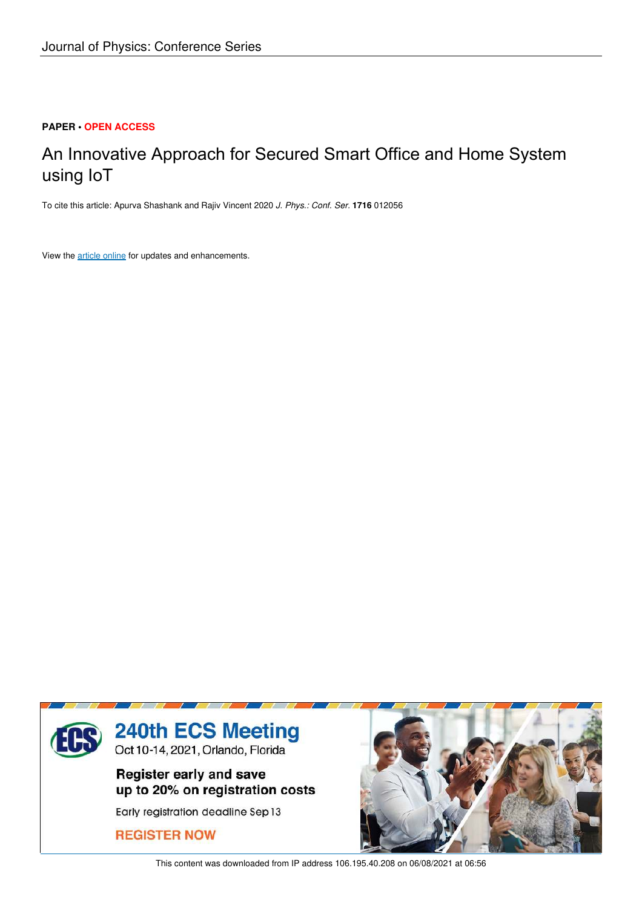Journal of Physics: Conference Series

**PAPER** • **OPEN ACCESS**

# An Innovative Approach for Secured Smart Office and Home System using IoT

To cite this article: Apurva Shashank and Rajiv Vincent 2020 *J. Phys.: Conf. Ser.* **1716** 012056

View the article online for updates and enhancements.

240th ECS Meeting
Oct 10-14, 2021, Orlando, Florida

Register early and save up to 20% on registration costs

Early registration deadline Sep 13

REGISTER NOW

This content was downloaded from IP address 106.195.40.208 on 06/08/2021 at 06:56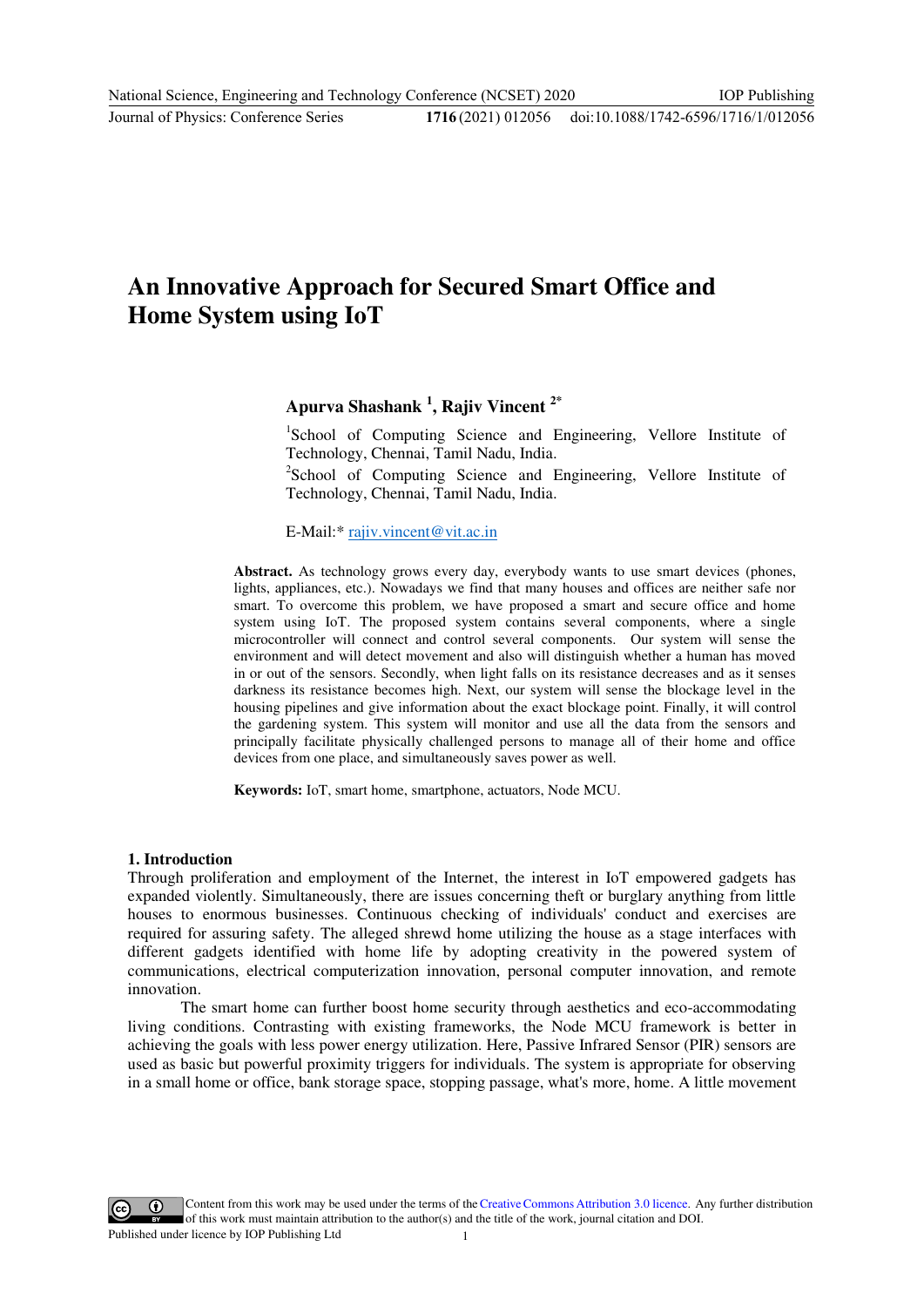# An Innovative Approach for Secured Smart Office and Home System using IoT

**Apurva Shashank [1], Rajiv Vincent [2*]**

[1]School of Computing Science and Engineering, Vellore Institute of Technology, Chennai, Tamil Nadu, India.

[2]School of Computing Science and Engineering, Vellore Institute of Technology, Chennai, Tamil Nadu, India.

E-Mail:* rajiv.vincent@vit.ac.in

**Abstract.** As technology grows every day, everybody wants to use smart devices (phones, lights, appliances, etc.). Nowadays we find that many houses and offices are neither safe nor smart. To overcome this problem, we have proposed a smart and secure office and home system using IoT. The proposed system contains several components, where a single microcontroller will connect and control several components. Our system will sense the environment and will detect movement and also will distinguish whether a human has moved in or out of the sensors. Secondly, when light falls on its resistance decreases and as it senses darkness its resistance becomes high. Next, our system will sense the blockage level in the housing pipelines and give information about the exact blockage point. Finally, it will control the gardening system. This system will monitor and use all the data from the sensors and principally facilitate physically challenged persons to manage all of their home and office devices from one place, and simultaneously saves power as well.

**Keywords:** IoT, smart home, smartphone, actuators, Node MCU.

## 1. Introduction

Through proliferation and employment of the Internet, the interest in IoT empowered gadgets has expanded violently. Simultaneously, there are issues concerning theft or burglary anything from little houses to enormous businesses. Continuous checking of individuals' conduct and exercises are required for assuring safety. The alleged shrewd home utilizing the house as a stage interfaces with different gadgets identified with home life by adopting creativity in the powered system of communications, electrical computerization innovation, personal computer innovation, and remote innovation.

The smart home can further boost home security through aesthetics and eco-accommodating living conditions. Contrasting with existing frameworks, the Node MCU framework is better in achieving the goals with less power energy utilization. Here, Passive Infrared Sensor (PIR) sensors are used as basic but powerful proximity triggers for individuals. The system is appropriate for observing in a small home or office, bank storage space, stopping passage, what's more, home. A little movement

Content from this work may be used under the terms of the Creative Commons Attribution 3.0 licence. Any further distribution of this work must maintain attribution to the author(s) and the title of the work, journal citation and DOI.
Published under licence by IOP Publishing Ltd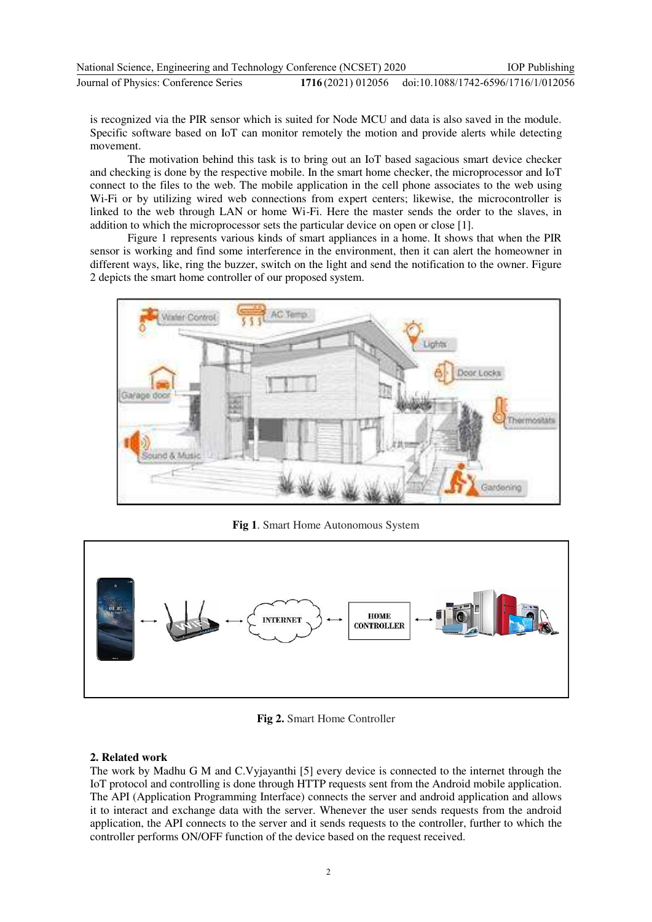is recognized via the PIR sensor which is suited for Node MCU and data is also saved in the module. Specific software based on IoT can monitor remotely the motion and provide alerts while detecting movement.

The motivation behind this task is to bring out an IoT based sagacious smart device checker and checking is done by the respective mobile. In the smart home checker, the microprocessor and IoT connect to the files to the web. The mobile application in the cell phone associates to the web using Wi-Fi or by utilizing wired web connections from expert centers; likewise, the microcontroller is linked to the web through LAN or home Wi-Fi. Here the master sends the order to the slaves, in addition to which the microprocessor sets the particular device on open or close [1].

Figure 1 represents various kinds of smart appliances in a home. It shows that when the PIR sensor is working and find some interference in the environment, then it can alert the homeowner in different ways, like, ring the buzzer, switch on the light and send the notification to the owner. Figure 2 depicts the smart home controller of our proposed system.

**Fig 1**. Smart Home Autonomous System

**Fig 2.** Smart Home Controller

## 2. Related work

The work by Madhu G M and C.Vyjayanthi [5] every device is connected to the internet through the IoT protocol and controlling is done through HTTP requests sent from the Android mobile application. The API (Application Programming Interface) connects the server and android application and allows it to interact and exchange data with the server. Whenever the user sends requests from the android application, the API connects to the server and it sends requests to the controller, further to which the controller performs ON/OFF function of the device based on the request received.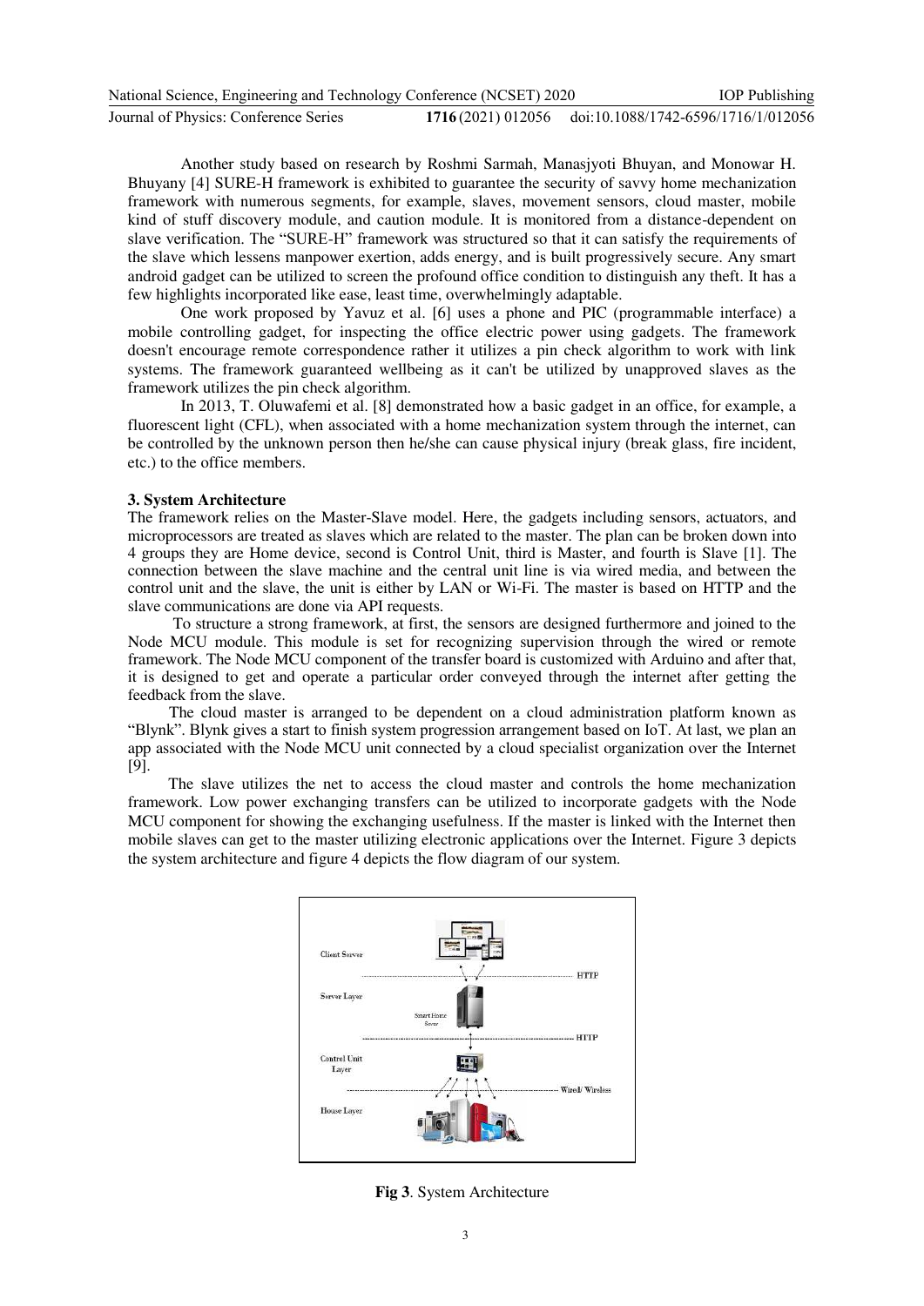Another study based on research by Roshmi Sarmah, Manasjyoti Bhuyan, and Monowar H. Bhuyany [4] SURE-H framework is exhibited to guarantee the security of savvy home mechanization framework with numerous segments, for example, slaves, movement sensors, cloud master, mobile kind of stuff discovery module, and caution module. It is monitored from a distance-dependent on slave verification. The "SURE-H" framework was structured so that it can satisfy the requirements of the slave which lessens manpower exertion, adds energy, and is built progressively secure. Any smart android gadget can be utilized to screen the profound office condition to distinguish any theft. It has a few highlights incorporated like ease, least time, overwhelmingly adaptable.

One work proposed by Yavuz et al. [6] uses a phone and PIC (programmable interface) a mobile controlling gadget, for inspecting the office electric power using gadgets. The framework doesn't encourage remote correspondence rather it utilizes a pin check algorithm to work with link systems. The framework guaranteed wellbeing as it can't be utilized by unapproved slaves as the framework utilizes the pin check algorithm.

In 2013, T. Oluwafemi et al. [8] demonstrated how a basic gadget in an office, for example, a fluorescent light (CFL), when associated with a home mechanization system through the internet, can be controlled by the unknown person then he/she can cause physical injury (break glass, fire incident, etc.) to the office members.

## 3. System Architecture

The framework relies on the Master-Slave model. Here, the gadgets including sensors, actuators, and microprocessors are treated as slaves which are related to the master. The plan can be broken down into 4 groups they are Home device, second is Control Unit, third is Master, and fourth is Slave [1]. The connection between the slave machine and the central unit line is via wired media, and between the control unit and the slave, the unit is either by LAN or Wi-Fi. The master is based on HTTP and the slave communications are done via API requests.

To structure a strong framework, at first, the sensors are designed furthermore and joined to the Node MCU module. This module is set for recognizing supervision through the wired or remote framework. The Node MCU component of the transfer board is customized with Arduino and after that, it is designed to get and operate a particular order conveyed through the internet after getting the feedback from the slave.

The cloud master is arranged to be dependent on a cloud administration platform known as "Blynk". Blynk gives a start to finish system progression arrangement based on IoT. At last, we plan an app associated with the Node MCU unit connected by a cloud specialist organization over the Internet [9].

The slave utilizes the net to access the cloud master and controls the home mechanization framework. Low power exchanging transfers can be utilized to incorporate gadgets with the Node MCU component for showing the exchanging usefulness. If the master is linked with the Internet then mobile slaves can get to the master utilizing electronic applications over the Internet. Figure 3 depicts the system architecture and figure 4 depicts the flow diagram of our system.

Client Server — HTTP — Server Layer (Smart Home Server) — HTTP — Control Unit Layer — Wired/ Wireless — House Layer

**Fig 3**. System Architecture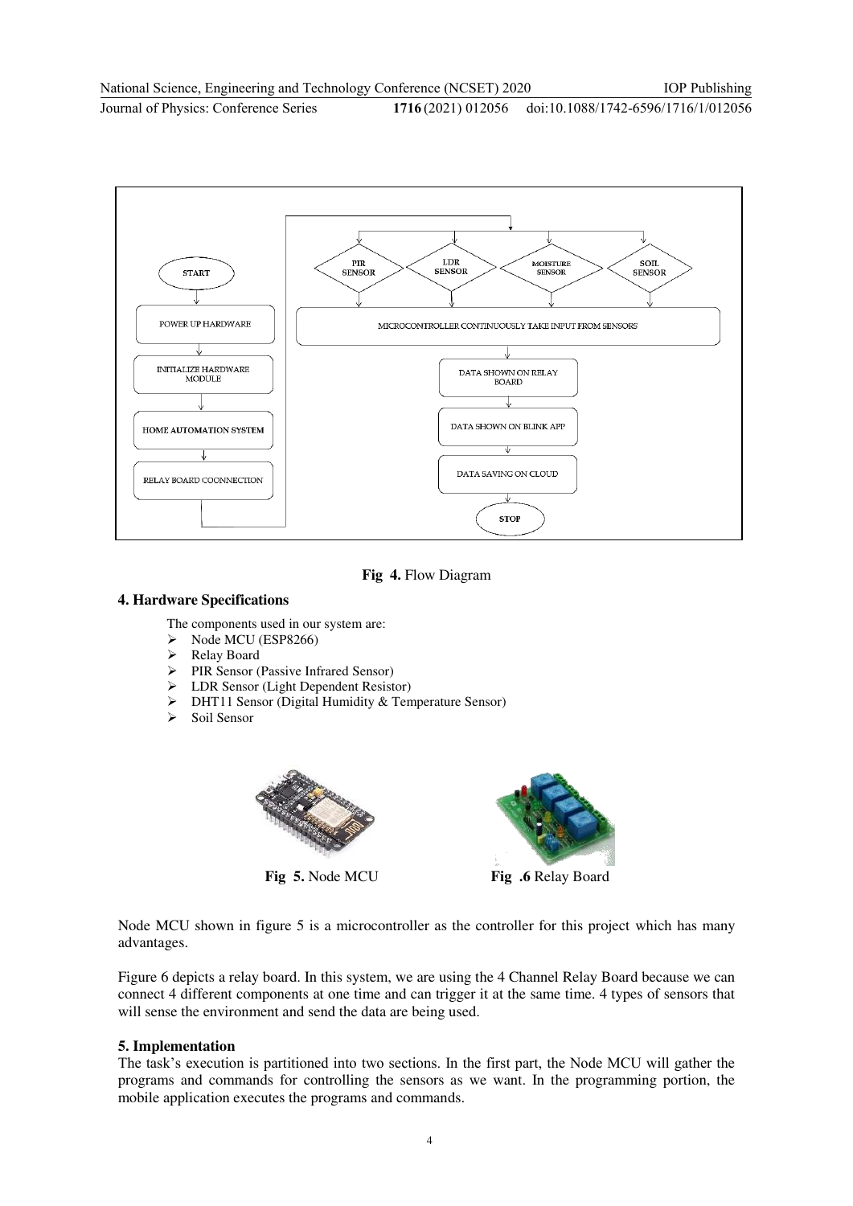Fig 4. Flow Diagram

## 4. Hardware Specifications

The components used in our system are:

- Node MCU (ESP8266)
- Relay Board
- PIR Sensor (Passive Infrared Sensor)
- LDR Sensor (Light Dependent Resistor)
- DHT11 Sensor (Digital Humidity & Temperature Sensor)
- Soil Sensor

Fig 5. Node MCU

Fig .6 Relay Board

Node MCU shown in figure 5 is a microcontroller as the controller for this project which has many advantages.

Figure 6 depicts a relay board. In this system, we are using the 4 Channel Relay Board because we can connect 4 different components at one time and can trigger it at the same time. 4 types of sensors that will sense the environment and send the data are being used.

## 5. Implementation

The task's execution is partitioned into two sections. In the first part, the Node MCU will gather the programs and commands for controlling the sensors as we want. In the programming portion, the mobile application executes the programs and commands.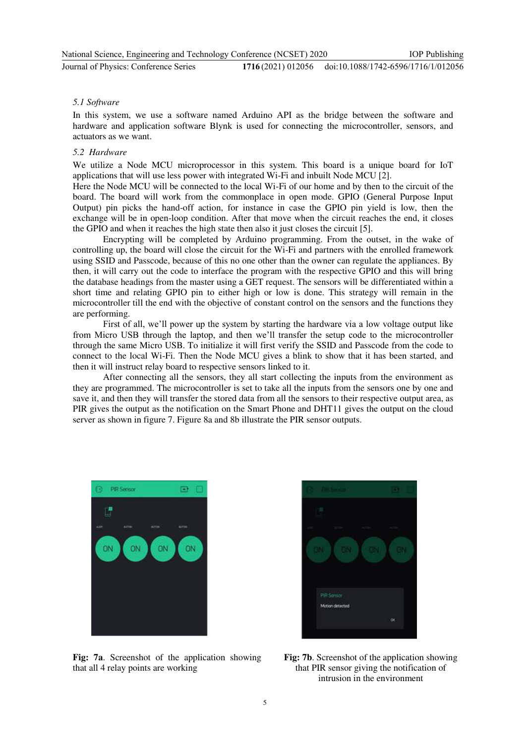### 5.1 Software

In this system, we use a software named Arduino API as the bridge between the software and hardware and application software Blynk is used for connecting the microcontroller, sensors, and actuators as we want.

### 5.2 Hardware

We utilize a Node MCU microprocessor in this system. This board is a unique board for IoT applications that will use less power with integrated Wi-Fi and inbuilt Node MCU [2].

Here the Node MCU will be connected to the local Wi-Fi of our home and by then to the circuit of the board. The board will work from the commonplace in open mode. GPIO (General Purpose Input Output) pin picks the hand-off action, for instance in case the GPIO pin yield is low, then the exchange will be in open-loop condition. After that move when the circuit reaches the end, it closes the GPIO and when it reaches the high state then also it just closes the circuit [5].

Encrypting will be completed by Arduino programming. From the outset, in the wake of controlling up, the board will close the circuit for the Wi-Fi and partners with the enrolled framework using SSID and Passcode, because of this no one other than the owner can regulate the appliances. By then, it will carry out the code to interface the program with the respective GPIO and this will bring the database headings from the master using a GET request. The sensors will be differentiated within a short time and relating GPIO pin to either high or low is done. This strategy will remain in the microcontroller till the end with the objective of constant control on the sensors and the functions they are performing.

First of all, we'll power up the system by starting the hardware via a low voltage output like from Micro USB through the laptop, and then we'll transfer the setup code to the microcontroller through the same Micro USB. To initialize it will first verify the SSID and Passcode from the code to connect to the local Wi-Fi. Then the Node MCU gives a blink to show that it has been started, and then it will instruct relay board to respective sensors linked to it.

After connecting all the sensors, they all start collecting the inputs from the environment as they are programmed. The microcontroller is set to take all the inputs from the sensors one by one and save it, and then they will transfer the stored data from all the sensors to their respective output area, as PIR gives the output as the notification on the Smart Phone and DHT11 gives the output on the cloud server as shown in figure 7. Figure 8a and 8b illustrate the PIR sensor outputs.

**Fig: 7a**. Screenshot of the application showing that all 4 relay points are working

**Fig: 7b**. Screenshot of the application showing that PIR sensor giving the notification of intrusion in the environment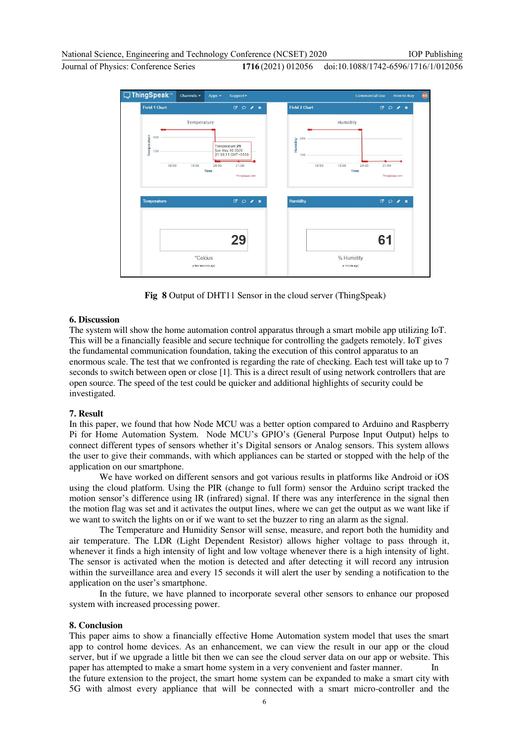**Fig 8** Output of DHT11 Sensor in the cloud server (ThingSpeak)

## 6. Discussion

The system will show the home automation control apparatus through a smart mobile app utilizing IoT. This will be a financially feasible and secure technique for controlling the gadgets remotely. IoT gives the fundamental communication foundation, taking the execution of this control apparatus to an enormous scale. The test that we confronted is regarding the rate of checking. Each test will take up to 7 seconds to switch between open or close [1]. This is a direct result of using network controllers that are open source. The speed of the test could be quicker and additional highlights of security could be investigated.

## 7. Result

In this paper, we found that how Node MCU was a better option compared to Arduino and Raspberry Pi for Home Automation System. Node MCU's GPIO's (General Purpose Input Output) helps to connect different types of sensors whether it's Digital sensors or Analog sensors. This system allows the user to give their commands, with which appliances can be started or stopped with the help of the application on our smartphone.

We have worked on different sensors and got various results in platforms like Android or iOS using the cloud platform. Using the PIR (change to full form) sensor the Arduino script tracked the motion sensor's difference using IR (infrared) signal. If there was any interference in the signal then the motion flag was set and it activates the output lines, where we can get the output as we want like if we want to switch the lights on or if we want to set the buzzer to ring an alarm as the signal.

The Temperature and Humidity Sensor will sense, measure, and report both the humidity and air temperature. The LDR (Light Dependent Resistor) allows higher voltage to pass through it, whenever it finds a high intensity of light and low voltage whenever there is a high intensity of light. The sensor is activated when the motion is detected and after detecting it will record any intrusion within the surveillance area and every 15 seconds it will alert the user by sending a notification to the application on the user's smartphone.

In the future, we have planned to incorporate several other sensors to enhance our proposed system with increased processing power.

## 8. Conclusion

This paper aims to show a financially effective Home Automation system model that uses the smart app to control home devices. As an enhancement, we can view the result in our app or the cloud server, but if we upgrade a little bit then we can see the cloud server data on our app or website. This paper has attempted to make a smart home system in a very convenient and faster manner. In the future extension to the project, the smart home system can be expanded to make a smart city with 5G with almost every appliance that will be connected with a smart micro-controller and the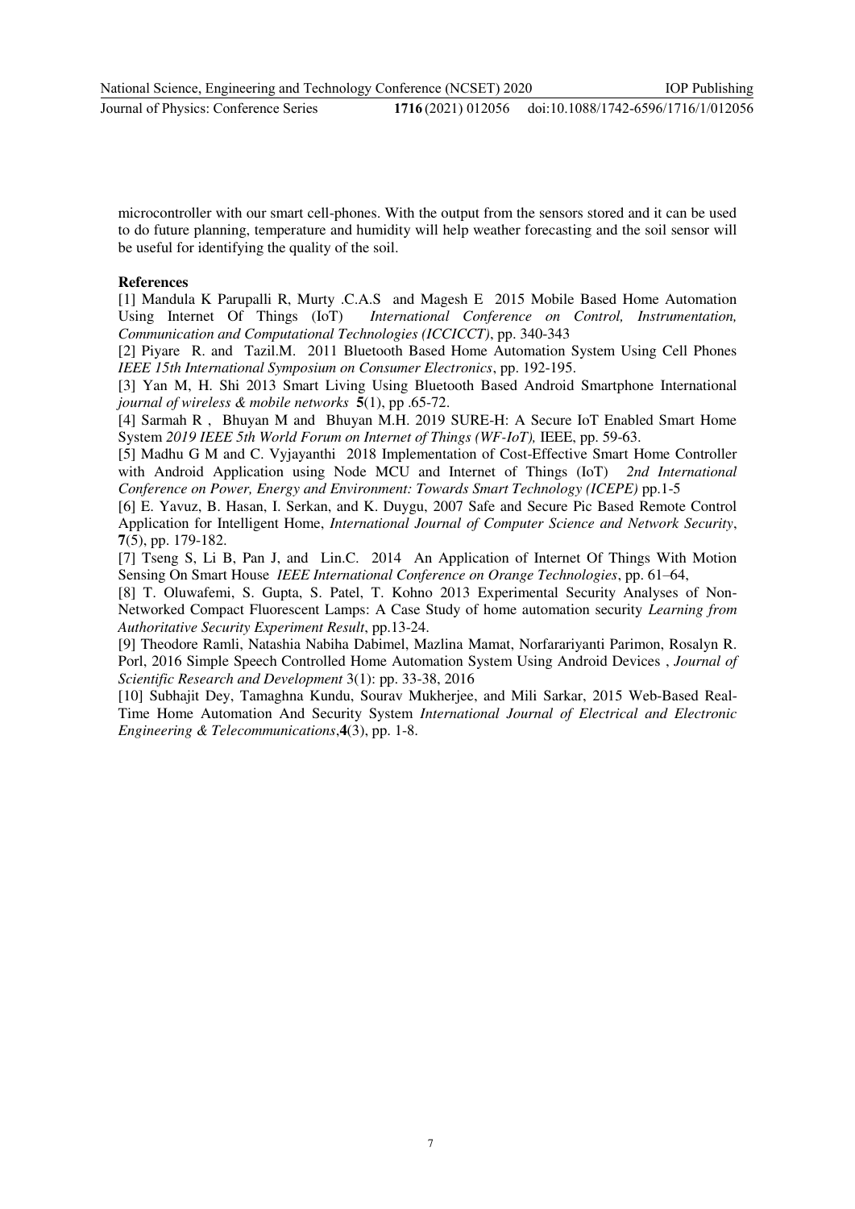microcontroller with our smart cell-phones. With the output from the sensors stored and it can be used to do future planning, temperature and humidity will help weather forecasting and the soil sensor will be useful for identifying the quality of the soil.

**References**

[1] Mandula K Parupalli R, Murty .C.A.S and Magesh E 2015 Mobile Based Home Automation Using Internet Of Things (IoT) *International Conference on Control, Instrumentation, Communication and Computational Technologies (ICCICCT)*, pp. 340-343

[2] Piyare R. and Tazil.M. 2011 Bluetooth Based Home Automation System Using Cell Phones *IEEE 15th International Symposium on Consumer Electronics*, pp. 192-195.

[3] Yan M, H. Shi 2013 Smart Living Using Bluetooth Based Android Smartphone International *journal of wireless & mobile networks* **5**(1), pp .65-72.

[4] Sarmah R , Bhuyan M and Bhuyan M.H. 2019 SURE-H: A Secure IoT Enabled Smart Home System *2019 IEEE 5th World Forum on Internet of Things (WF-IoT),* IEEE, pp. 59-63.

[5] Madhu G M and C. Vyjayanthi 2018 Implementation of Cost-Effective Smart Home Controller with Android Application using Node MCU and Internet of Things (IoT) *2nd International Conference on Power, Energy and Environment: Towards Smart Technology (ICEPE)* pp.1-5

[6] E. Yavuz, B. Hasan, I. Serkan, and K. Duygu, 2007 Safe and Secure Pic Based Remote Control Application for Intelligent Home, *International Journal of Computer Science and Network Security*, **7**(5), pp. 179-182.

[7] Tseng S, Li B, Pan J, and Lin.C. 2014 An Application of Internet Of Things With Motion Sensing On Smart House *IEEE International Conference on Orange Technologies*, pp. 61–64,

[8] T. Oluwafemi, S. Gupta, S. Patel, T. Kohno 2013 Experimental Security Analyses of Non-Networked Compact Fluorescent Lamps: A Case Study of home automation security *Learning from Authoritative Security Experiment Result*, pp.13-24.

[9] Theodore Ramli, Natashia Nabiha Dabimel, Mazlina Mamat, Norfarariyanti Parimon, Rosalyn R. Porl, 2016 Simple Speech Controlled Home Automation System Using Android Devices , *Journal of Scientific Research and Development* 3(1): pp. 33-38, 2016

[10] Subhajit Dey, Tamaghna Kundu, Sourav Mukherjee, and Mili Sarkar, 2015 Web-Based Real-Time Home Automation And Security System *International Journal of Electrical and Electronic Engineering & Telecommunications*,**4**(3), pp. 1-8.